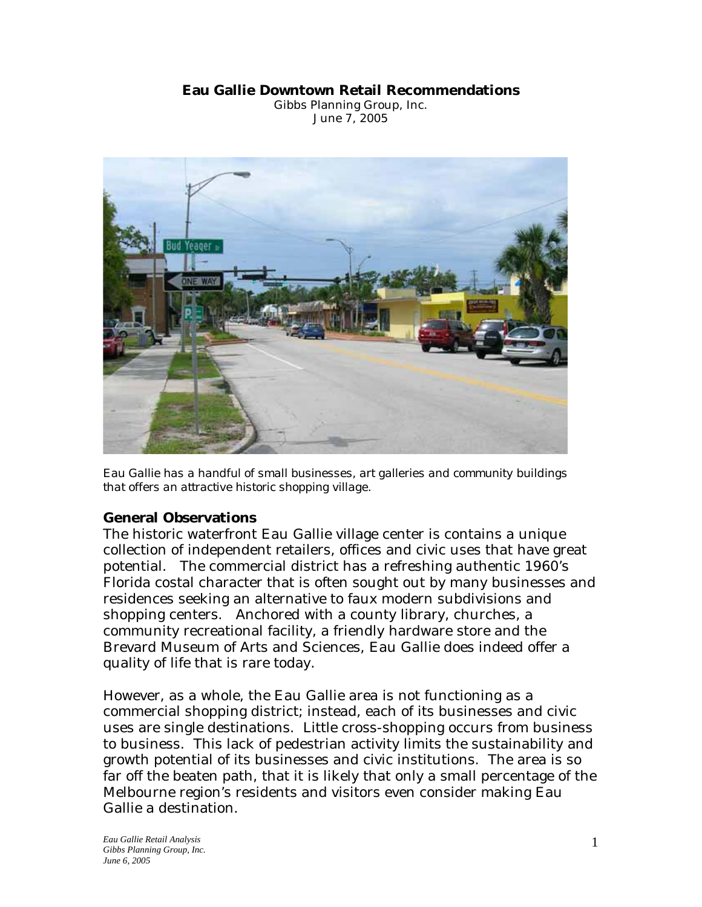# Eau Gallie Downtown Retail Recommendations

Gibbs Planning Group, Inc.
June 7, 2005

Eau Gallie has a handful of small businesses, art galleries and community buildings that offers an attractive historic shopping village.

## General Observations

The historic waterfront Eau Gallie village center is contains a unique collection of independent retailers, offices and civic uses that have great potential. The commercial district has a refreshing authentic 1960's Florida costal character that is often sought out by many businesses and residences seeking an alternative to faux modern subdivisions and shopping centers. Anchored with a county library, churches, a community recreational facility, a friendly hardware store and the Brevard Museum of Arts and Sciences, Eau Gallie does indeed offer a quality of life that is rare today.

However, as a whole, the Eau Gallie area is not functioning as a commercial shopping district; instead, each of its businesses and civic uses are single destinations. Little cross-shopping occurs from business to business. This lack of pedestrian activity limits the sustainability and growth potential of its businesses and civic institutions. The area is so far off the beaten path, that it is likely that only a small percentage of the Melbourne region's residents and visitors even consider making Eau Gallie a destination.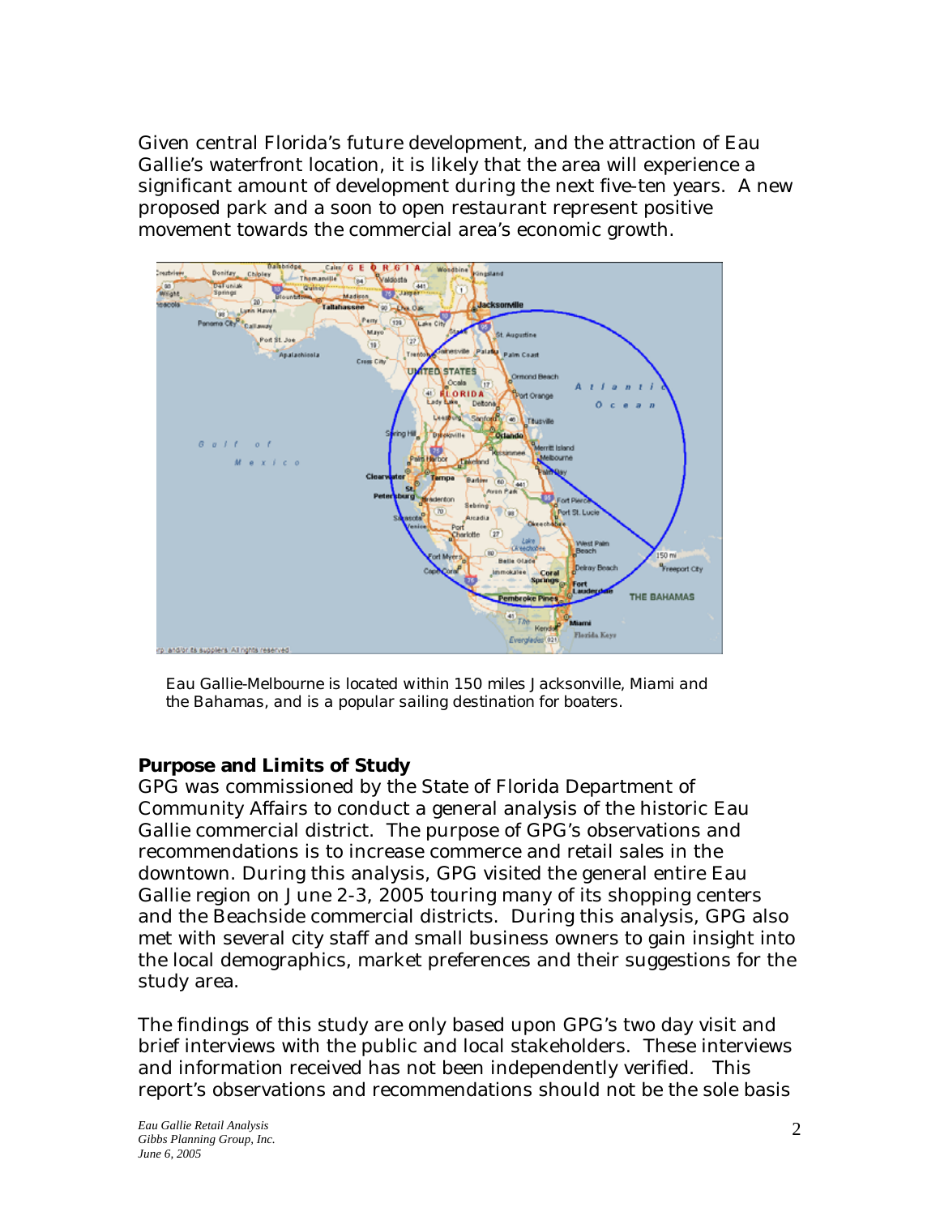Given central Florida's future development, and the attraction of Eau Gallie's waterfront location, it is likely that the area will experience a significant amount of development during the next five-ten years. A new proposed park and a soon to open restaurant represent positive movement towards the commercial area's economic growth.

*Eau Gallie-Melbourne is located within 150 miles Jacksonville, Miami and the Bahamas, and is a popular sailing destination for boaters.*

### Purpose and Limits of Study

GPG was commissioned by the State of Florida Department of Community Affairs to conduct a general analysis of the historic Eau Gallie commercial district. The purpose of GPG's observations and recommendations is to increase commerce and retail sales in the downtown. During this analysis, GPG visited the general entire Eau Gallie region on June 2-3, 2005 touring many of its shopping centers and the Beachside commercial districts. During this analysis, GPG also met with several city staff and small business owners to gain insight into the local demographics, market preferences and their suggestions for the study area.

The findings of this study are only based upon GPG's two day visit and brief interviews with the public and local stakeholders. These interviews and information received has not been independently verified. This report's observations and recommendations should not be the sole basis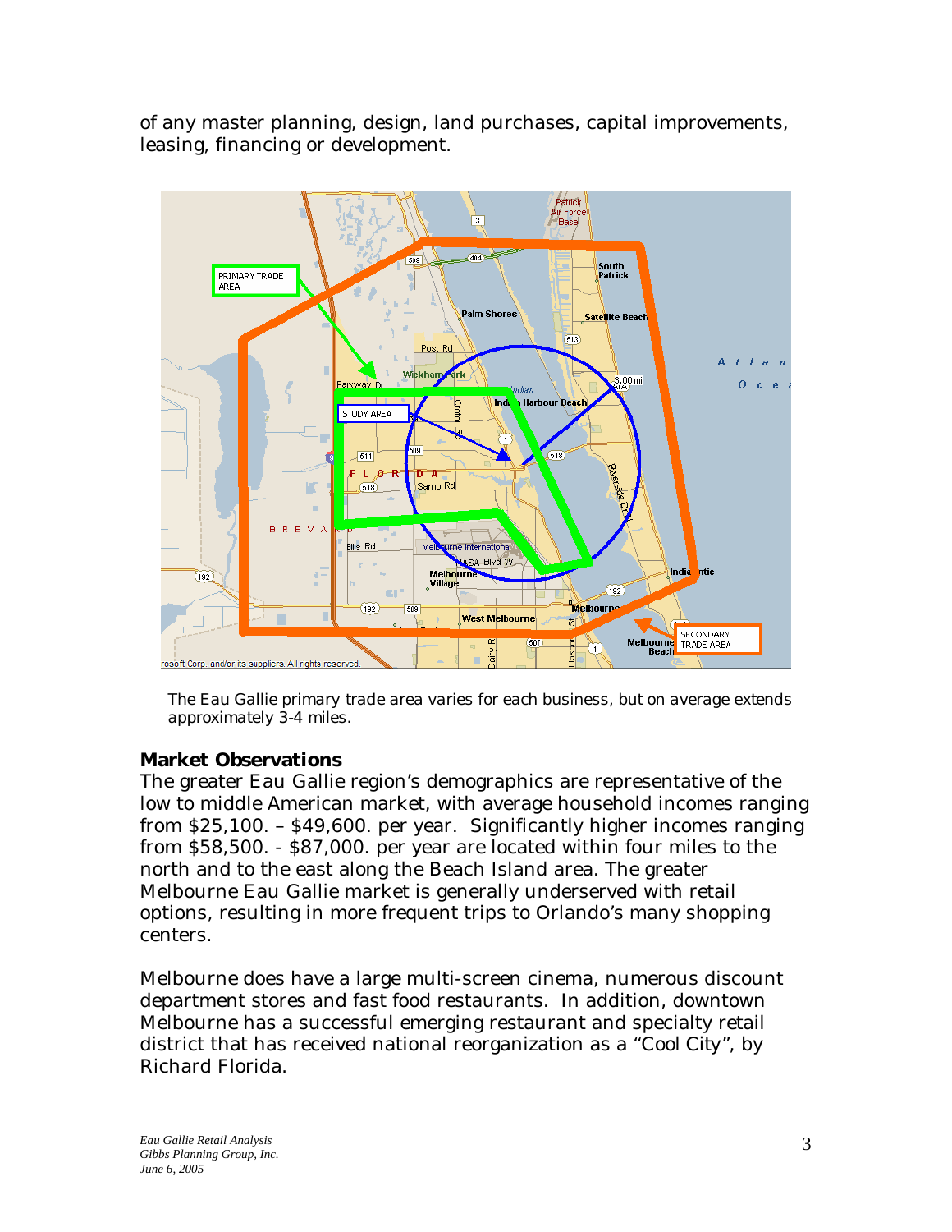of any master planning, design, land purchases, capital improvements, leasing, financing or development.

The Eau Gallie primary trade area varies for each business, but on average extends approximately 3-4 miles.

### Market Observations

The greater Eau Gallie region's demographics are representative of the low to middle American market, with average household incomes ranging from $25,100. – $49,600. per year. Significantly higher incomes ranging from $58,500. - $87,000. per year are located within four miles to the north and to the east along the Beach Island area. The greater Melbourne Eau Gallie market is generally underserved with retail options, resulting in more frequent trips to Orlando's many shopping centers.

Melbourne does have a large multi-screen cinema, numerous discount department stores and fast food restaurants. In addition, downtown Melbourne has a successful emerging restaurant and specialty retail district that has received national reorganization as a "Cool City", by Richard Florida.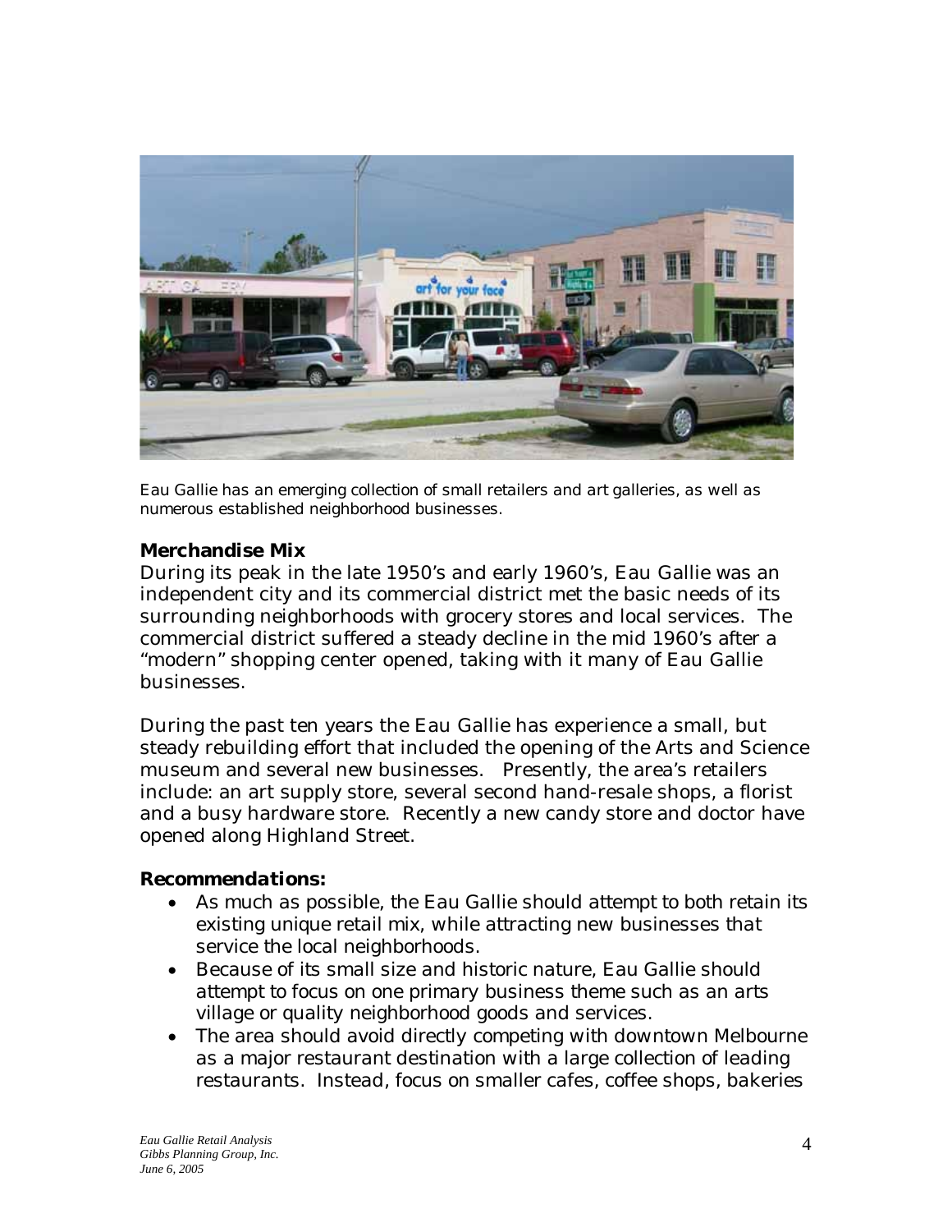Eau Gallie has an emerging collection of small retailers and art galleries, as well as numerous established neighborhood businesses.

**Merchandise Mix**

During its peak in the late 1950's and early 1960's, Eau Gallie was an independent city and its commercial district met the basic needs of its surrounding neighborhoods with grocery stores and local services. The commercial district suffered a steady decline in the mid 1960's after a "modern" shopping center opened, taking with it many of Eau Gallie businesses.

During the past ten years the Eau Gallie has experience a small, but steady rebuilding effort that included the opening of the Arts and Science museum and several new businesses. Presently, the area's retailers include: an art supply store, several second hand-resale shops, a florist and a busy hardware store. Recently a new candy store and doctor have opened along Highland Street.

**Recommendations:**

- As much as possible, the Eau Gallie should attempt to both retain its existing unique retail mix, while attracting new businesses that service the local neighborhoods.
- Because of its small size and historic nature, Eau Gallie should attempt to focus on one primary business theme such as an arts village or quality neighborhood goods and services.
- The area should avoid directly competing with downtown Melbourne as a major restaurant destination with a large collection of leading restaurants. Instead, focus on smaller cafes, coffee shops, bakeries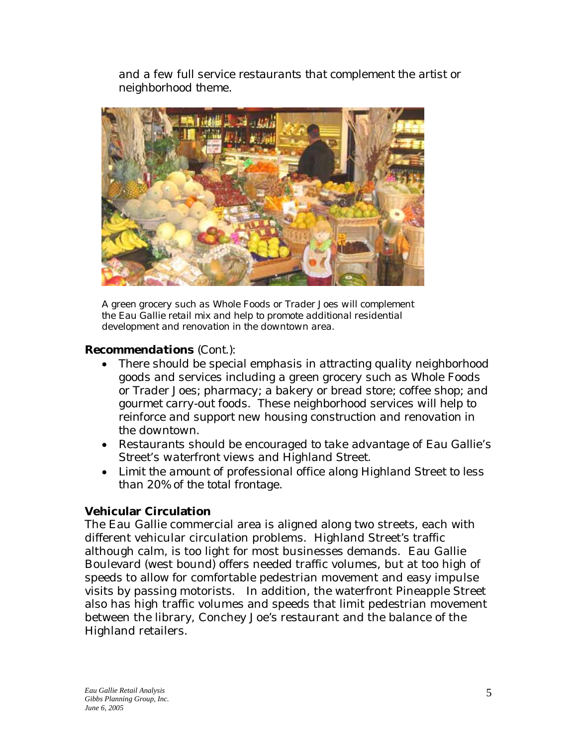and a few full service restaurants that complement the artist or neighborhood theme.

A green grocery such as Whole Foods or Trader Joes will complement the Eau Gallie retail mix and help to promote additional residential development and renovation in the downtown area.

**Recommendations** (Cont.):

- There should be special emphasis in attracting quality neighborhood goods and services including a green grocery such as Whole Foods or Trader Joes; pharmacy; a bakery or bread store; coffee shop; and gourmet carry-out foods. These neighborhood services will help to reinforce and support new housing construction and renovation in the downtown.
- Restaurants should be encouraged to take advantage of Eau Gallie's Street's waterfront views and Highland Street.
- Limit the amount of professional office along Highland Street to less than 20% of the total frontage.

**Vehicular Circulation**

The Eau Gallie commercial area is aligned along two streets, each with different vehicular circulation problems. Highland Street's traffic although calm, is too light for most businesses demands. Eau Gallie Boulevard (west bound) offers needed traffic volumes, but at too high of speeds to allow for comfortable pedestrian movement and easy impulse visits by passing motorists. In addition, the waterfront Pineapple Street also has high traffic volumes and speeds that limit pedestrian movement between the library, Conchey Joe's restaurant and the balance of the Highland retailers.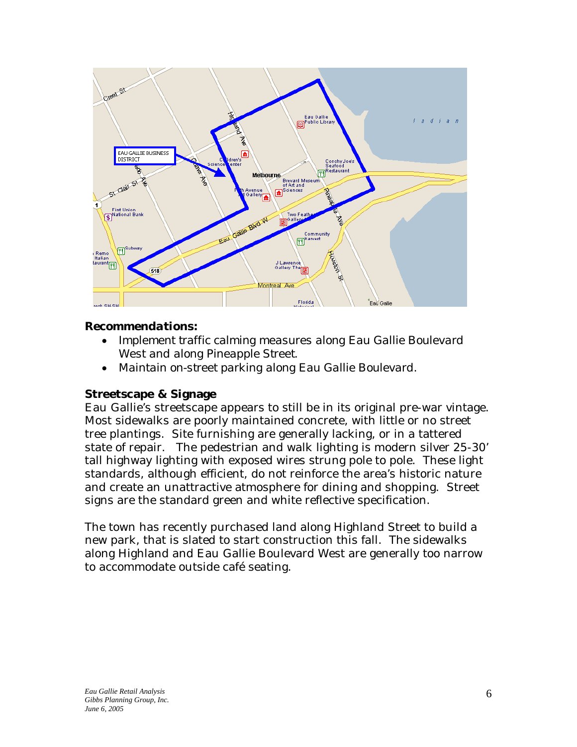**Recommendations:**

- Implement traffic calming measures along Eau Gallie Boulevard West and along Pineapple Street.
- Maintain on-street parking along Eau Gallie Boulevard.

**Streetscape & Signage**

Eau Gallie's streetscape appears to still be in its original pre-war vintage. Most sidewalks are poorly maintained concrete, with little or no street tree plantings. Site furnishing are generally lacking, or in a tattered state of repair. The pedestrian and walk lighting is modern silver 25-30' tall highway lighting with exposed wires strung pole to pole. These light standards, although efficient, do not reinforce the area's historic nature and create an unattractive atmosphere for dining and shopping. Street signs are the standard green and white reflective specification.

The town has recently purchased land along Highland Street to build a new park, that is slated to start construction this fall. The sidewalks along Highland and Eau Gallie Boulevard West are generally too narrow to accommodate outside café seating.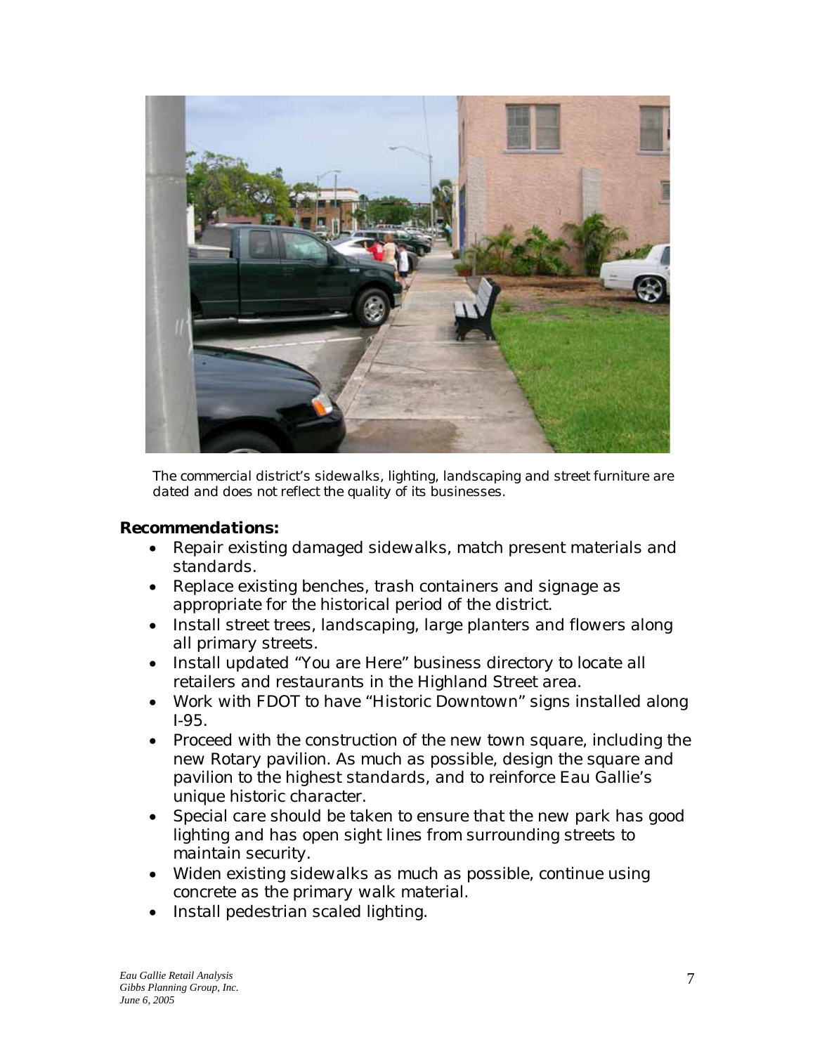The commercial district's sidewalks, lighting, landscaping and street furniture are dated and does not reflect the quality of its businesses.

**Recommendations:**

- Repair existing damaged sidewalks, match present materials and standards.
- Replace existing benches, trash containers and signage as appropriate for the historical period of the district.
- Install street trees, landscaping, large planters and flowers along all primary streets.
- Install updated "You are Here" business directory to locate all retailers and restaurants in the Highland Street area.
- Work with FDOT to have "Historic Downtown" signs installed along I-95.
- Proceed with the construction of the new town square, including the new Rotary pavilion. As much as possible, design the square and pavilion to the highest standards, and to reinforce Eau Gallie's unique historic character.
- Special care should be taken to ensure that the new park has good lighting and has open sight lines from surrounding streets to maintain security.
- Widen existing sidewalks as much as possible, continue using concrete as the primary walk material.
- Install pedestrian scaled lighting.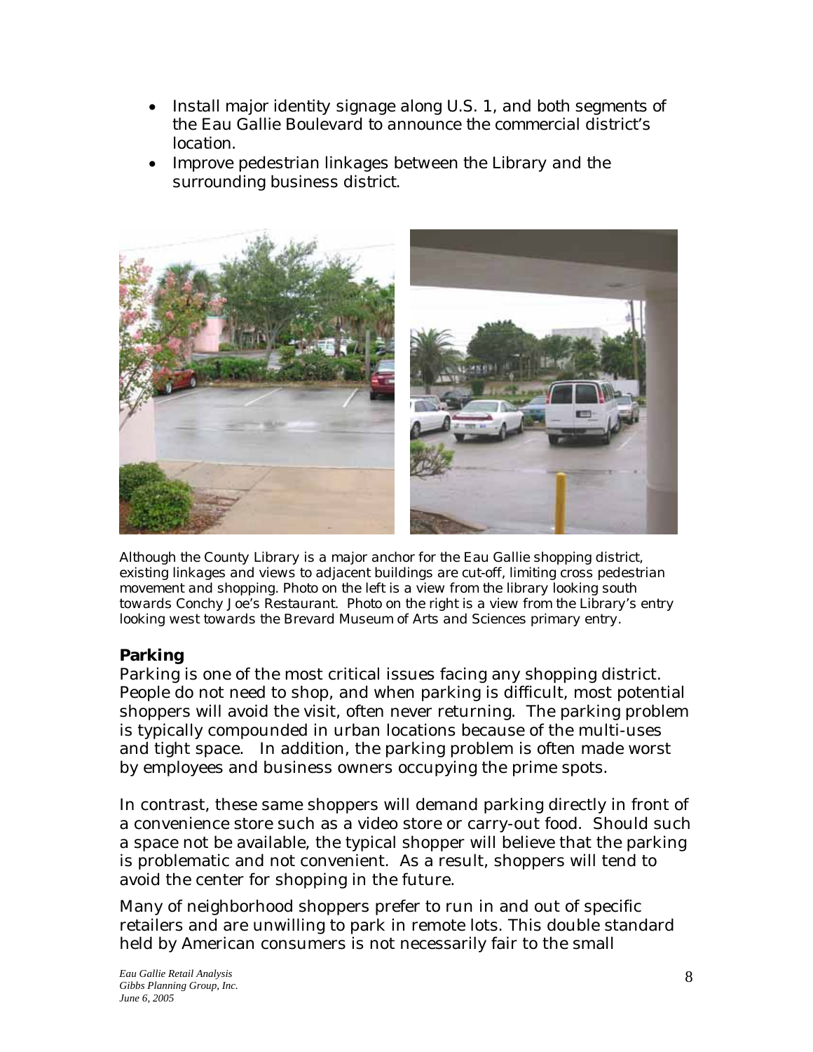- Install major identity signage along U.S. 1, and both segments of the Eau Gallie Boulevard to announce the commercial district's location.
- Improve pedestrian linkages between the Library and the surrounding business district.

Although the County Library is a major anchor for the Eau Gallie shopping district, existing linkages and views to adjacent buildings are cut-off, limiting cross pedestrian movement and shopping. Photo on the left is a view from the library looking south towards Conchy Joe's Restaurant. Photo on the right is a view from the Library's entry looking west towards the Brevard Museum of Arts and Sciences primary entry.

### Parking

Parking is one of the most critical issues facing any shopping district. People do not need to shop, and when parking is difficult, most potential shoppers will avoid the visit, often never returning. The parking problem is typically compounded in urban locations because of the multi-uses and tight space. In addition, the parking problem is often made worst by employees and business owners occupying the prime spots.

In contrast, these same shoppers will demand parking directly in front of a convenience store such as a video store or carry-out food. Should such a space not be available, the typical shopper will believe that the parking is problematic and not convenient. As a result, shoppers will tend to avoid the center for shopping in the future.

Many of neighborhood shoppers prefer to run in and out of specific retailers and are unwilling to park in remote lots. This double standard held by American consumers is not necessarily fair to the small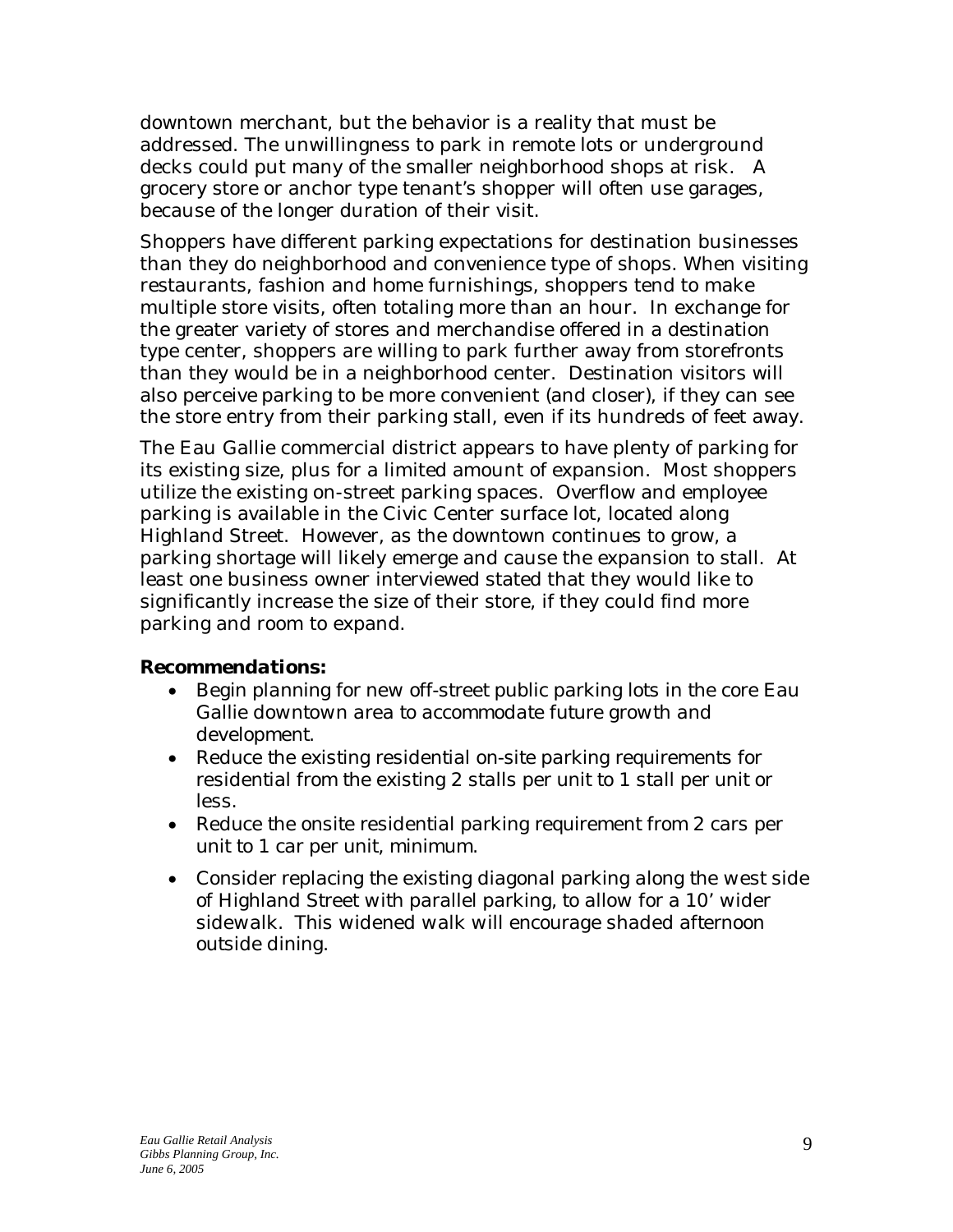downtown merchant, but the behavior is a reality that must be addressed. The unwillingness to park in remote lots or underground decks could put many of the smaller neighborhood shops at risk. A grocery store or anchor type tenant's shopper will often use garages, because of the longer duration of their visit.

Shoppers have different parking expectations for destination businesses than they do neighborhood and convenience type of shops. When visiting restaurants, fashion and home furnishings, shoppers tend to make multiple store visits, often totaling more than an hour. In exchange for the greater variety of stores and merchandise offered in a destination type center, shoppers are willing to park further away from storefronts than they would be in a neighborhood center. Destination visitors will also perceive parking to be more convenient (and closer), if they can see the store entry from their parking stall, even if its hundreds of feet away.

The Eau Gallie commercial district appears to have plenty of parking for its existing size, plus for a limited amount of expansion. Most shoppers utilize the existing on-street parking spaces. Overflow and employee parking is available in the Civic Center surface lot, located along Highland Street. However, as the downtown continues to grow, a parking shortage will likely emerge and cause the expansion to stall. At least one business owner interviewed stated that they would like to significantly increase the size of their store, if they could find more parking and room to expand.

**Recommendations:**

- Begin planning for new off-street public parking lots in the core Eau Gallie downtown area to accommodate future growth and development.
- Reduce the existing residential on-site parking requirements for residential from the existing 2 stalls per unit to 1 stall per unit or less.
- Reduce the onsite residential parking requirement from 2 cars per unit to 1 car per unit, minimum.
- Consider replacing the existing diagonal parking along the west side of Highland Street with parallel parking, to allow for a 10' wider sidewalk. This widened walk will encourage shaded afternoon outside dining.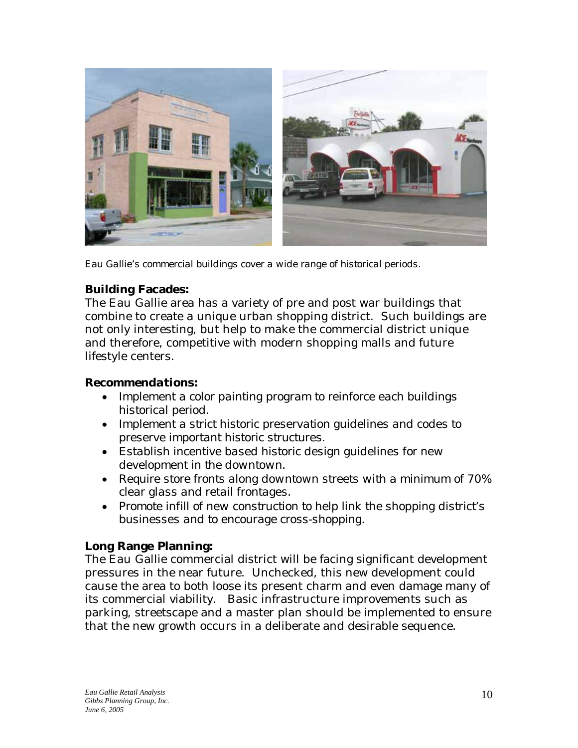Eau Gallie's commercial buildings cover a wide range of historical periods.

### Building Facades:

The Eau Gallie area has a variety of pre and post war buildings that combine to create a unique urban shopping district. Such buildings are not only interesting, but help to make the commercial district unique and therefore, competitive with modern shopping malls and future lifestyle centers.

#### *Recommendations:*

- Implement a color painting program to reinforce each buildings historical period.
- Implement a strict historic preservation guidelines and codes to preserve important historic structures.
- Establish incentive based historic design guidelines for new development in the downtown.
- Require store fronts along downtown streets with a minimum of 70% clear glass and retail frontages.
- Promote infill of new construction to help link the shopping district's businesses and to encourage cross-shopping.

### Long Range Planning:

The Eau Gallie commercial district will be facing significant development pressures in the near future. Unchecked, this new development could cause the area to both loose its present charm and even damage many of its commercial viability. Basic infrastructure improvements such as parking, streetscape and a master plan should be implemented to ensure that the new growth occurs in a deliberate and desirable sequence.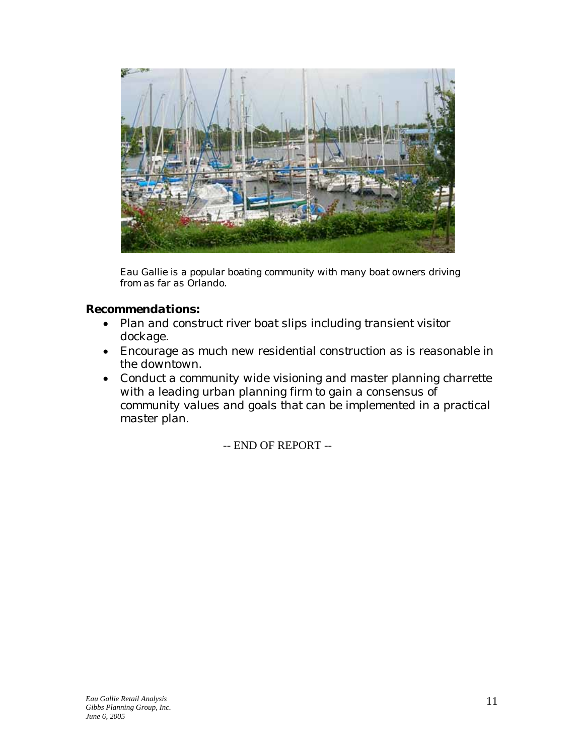Eau Gallie is a popular boating community with many boat owners driving from as far as Orlando.

**Recommendations:**

- Plan and construct river boat slips including transient visitor dockage.
- Encourage as much new residential construction as is reasonable in the downtown.
- Conduct a community wide visioning and master planning charrette with a leading urban planning firm to gain a consensus of community values and goals that can be implemented in a practical master plan.

-- END OF REPORT --